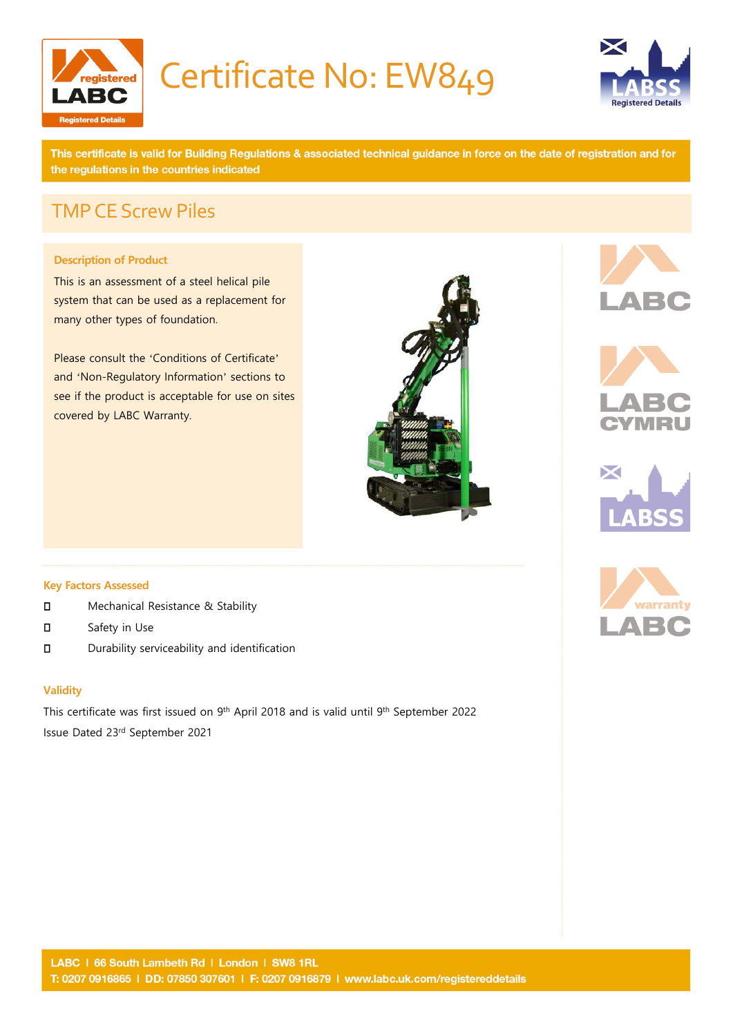# Certificate No: EW849

**This certificate is valid for Building Regulations & associated technical guidance in force on the date of registration and for the regulations in the countries indicated**

## TMP CE Screw Piles

### Description of Product

This is an assessment of a steel helical pile system that can be used as a replacement for many other types of foundation.

Please consult the 'Conditions of Certificate' and 'Non-Regulatory Information' sections to see if the product is acceptable for use on sites covered by LABC Warranty.

### Key Factors Assessed

- Mechanical Resistance & Stability
- Safety in Use
- Durability serviceability and identification

### Validity

This certificate was first issued on 9th April 2018 and is valid until 9th September 2022

Issue Dated 23rd September 2021

**LABC | 66 South Lambeth Rd | London | SW8 1RL**
**T: 0207 0916865 | DD: 07850 307601 | F: 0207 0916879 | www.labc.uk.com/registereddetails**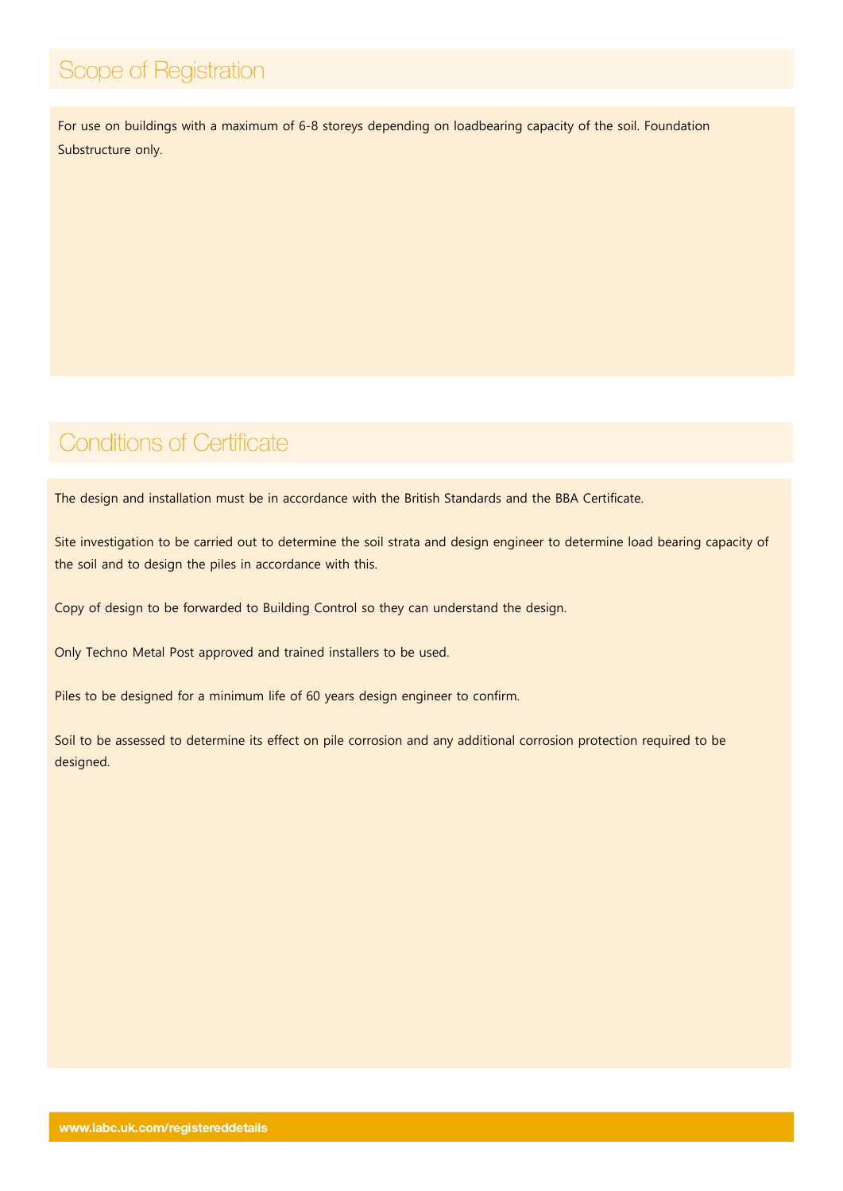## Scope of Registration

For use on buildings with a maximum of 6-8 storeys depending on loadbearing capacity of the soil. Foundation Substructure only.

## Conditions of Certificate

The design and installation must be in accordance with the British Standards and the BBA Certificate.

Site investigation to be carried out to determine the soil strata and design engineer to determine load bearing capacity of the soil and to design the piles in accordance with this.

Copy of design to be forwarded to Building Control so they can understand the design.

Only Techno Metal Post approved and trained installers to be used.

Piles to be designed for a minimum life of 60 years design engineer to confirm.

Soil to be assessed to determine its effect on pile corrosion and any additional corrosion protection required to be designed.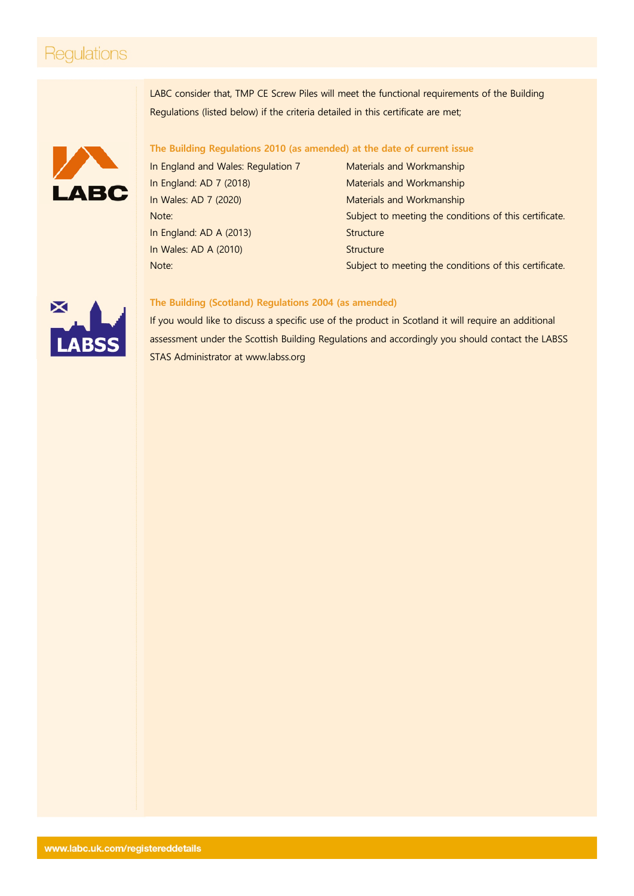# Regulations

LABC consider that, TMP CE Screw Piles will meet the functional requirements of the Building Regulations (listed below) if the criteria detailed in this certificate are met;

### The Building Regulations 2010 (as amended) at the date of current issue

| | |
|---|---|
| In England and Wales: Regulation 7 | Materials and Workmanship |
| In England: AD 7 (2018) | Materials and Workmanship |
| In Wales: AD 7 (2020) | Materials and Workmanship |
| Note: | Subject to meeting the conditions of this certificate. |
| In England: AD A (2013) | Structure |
| In Wales: AD A (2010) | Structure |
| Note: | Subject to meeting the conditions of this certificate. |

### The Building (Scotland) Regulations 2004 (as amended)

If you would like to discuss a specific use of the product in Scotland it will require an additional assessment under the Scottish Building Regulations and accordingly you should contact the LABSS STAS Administrator at www.labss.org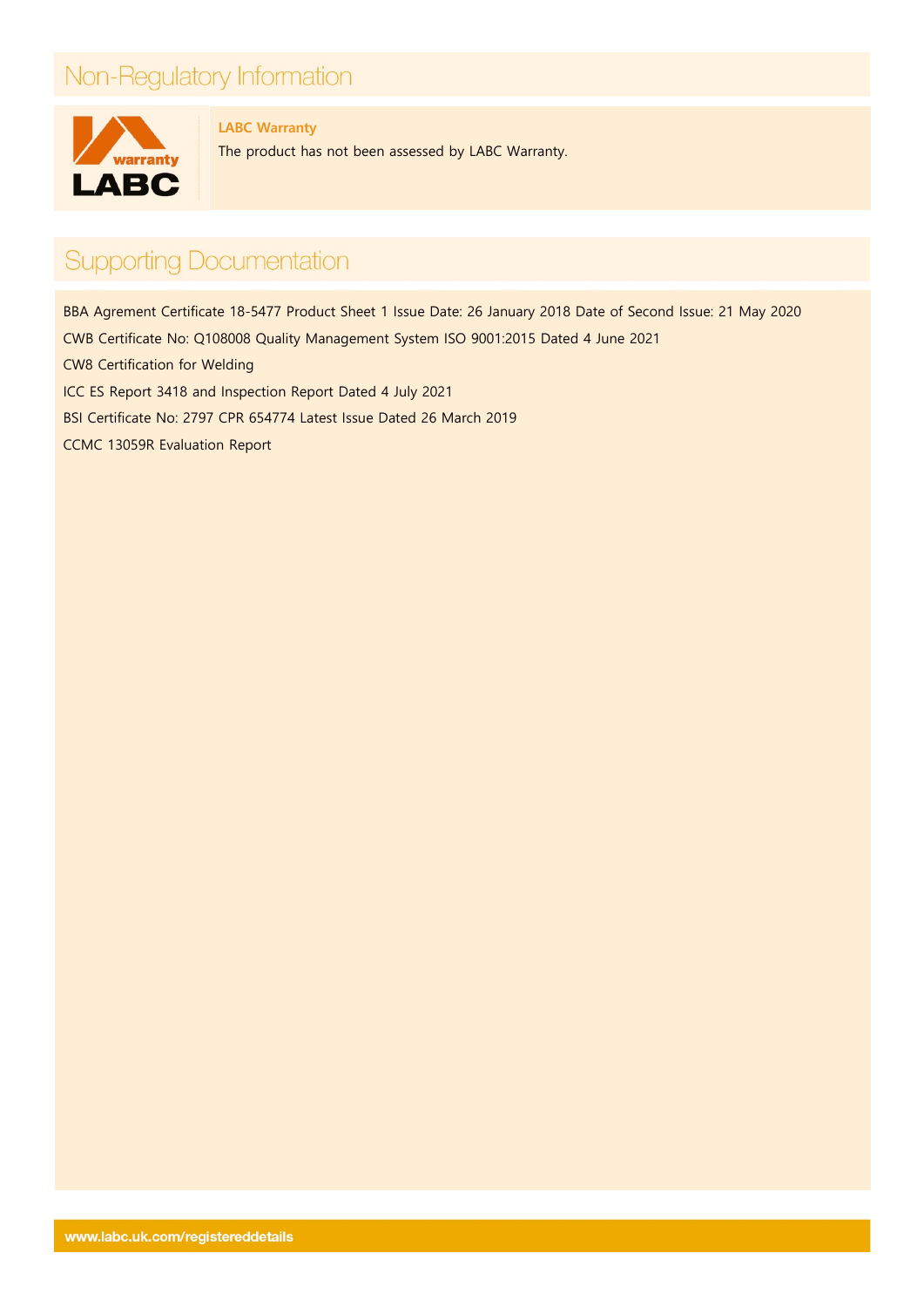# Non-Regulatory Information

### LABC Warranty

The product has not been assessed by LABC Warranty.

# Supporting Documentation

BBA Agrement Certificate 18-5477 Product Sheet 1 Issue Date: 26 January 2018 Date of Second Issue: 21 May 2020

CWB Certificate No: Q108008 Quality Management System ISO 9001:2015 Dated 4 June 2021

CW8 Certification for Welding

ICC ES Report 3418 and Inspection Report Dated 4 July 2021

BSI Certificate No: 2797 CPR 654774 Latest Issue Dated 26 March 2019

CCMC 13059R Evaluation Report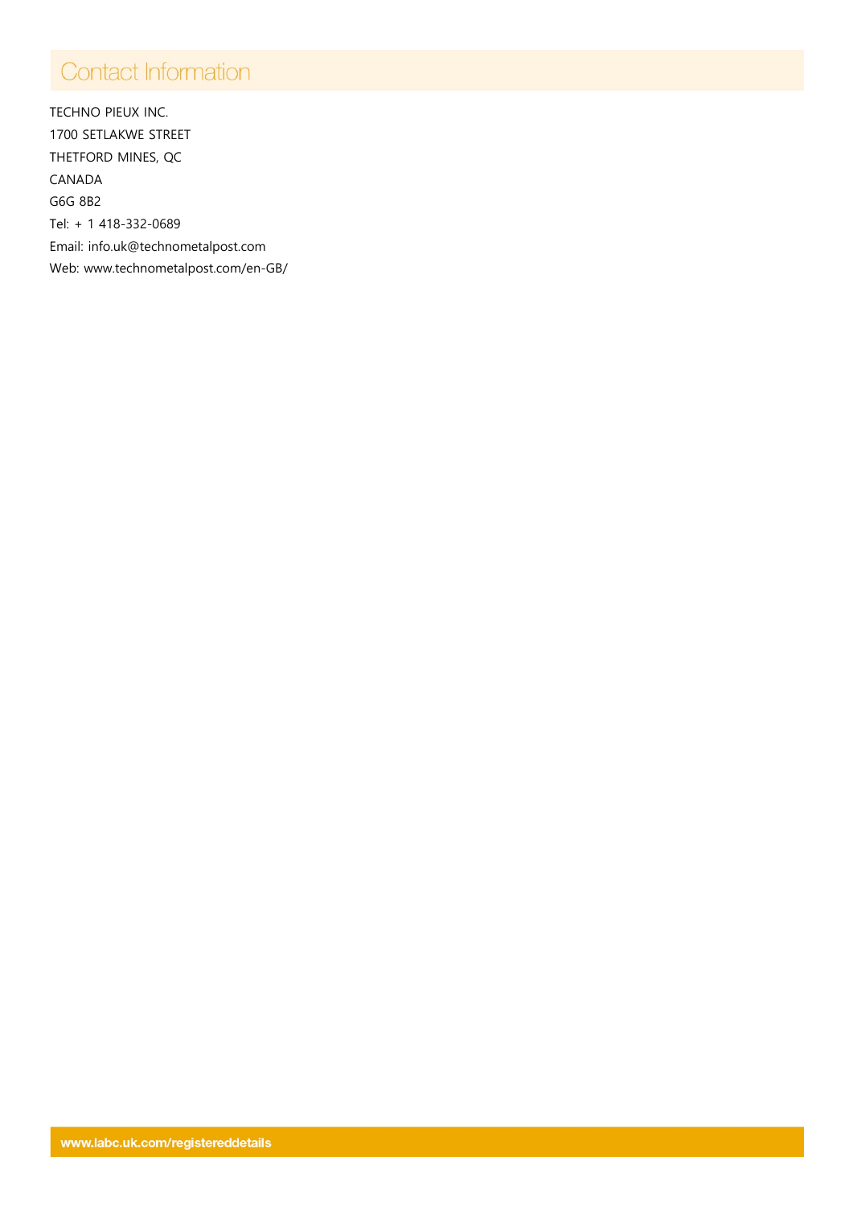## Contact Information

TECHNO PIEUX INC.
1700 SETLAKWE STREET
THETFORD MINES, QC
CANADA
G6G 8B2
Tel: + 1 418-332-0689
Email: info.uk@technometalpost.com
Web: www.technometalpost.com/en-GB/